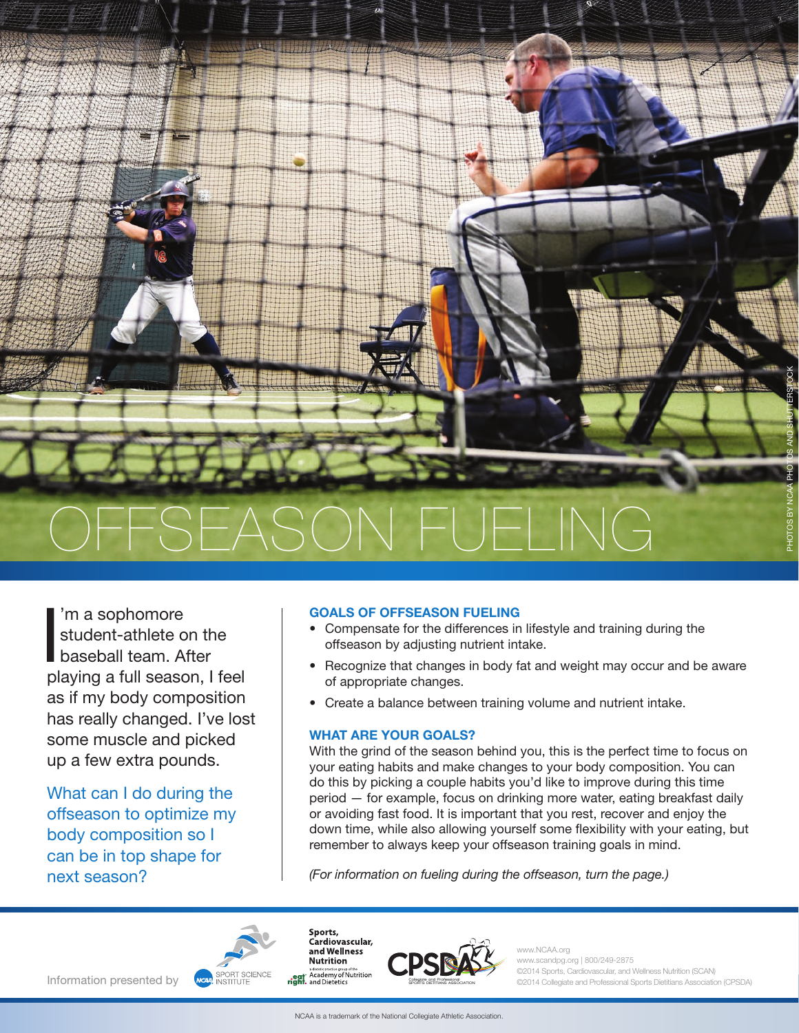# OFFSEASON FUELING

PHOTOS BY NCAA PHOTOS AND SHUTTERSTOCK

I'm a sophomore student-athlete on the baseball team. After playing a full season, I feel as if my body composition has really changed. I've lost some muscle and picked up a few extra pounds.

What can I do during the offseason to optimize my body composition so I can be in top shape for next season?

## GOALS OF OFFSEASON FUELING

- Compensate for the differences in lifestyle and training during the offseason by adjusting nutrient intake.
- Recognize that changes in body fat and weight may occur and be aware of appropriate changes.
- Create a balance between training volume and nutrient intake.

## WHAT ARE YOUR GOALS?

With the grind of the season behind you, this is the perfect time to focus on your eating habits and make changes to your body composition. You can do this by picking a couple habits you'd like to improve during this time period — for example, focus on drinking more water, eating breakfast daily or avoiding fast food. It is important that you rest, recover and enjoy the down time, while also allowing yourself some flexibility with your eating, but remember to always keep your offseason training goals in mind.

*(For information on fueling during the offseason, turn the page.)*

Information presented by NCAA Sport Science Institute; Sports, Cardiovascular, and Wellness Nutrition, a dietetic practice group of the Academy of Nutrition and Dietetics; CPSDA Collegiate and Professional Sports Dietitians Association

www.NCAA.org
www.scandpg.org | 800/249-2875
©2014 Sports, Cardiovascular, and Wellness Nutrition (SCAN)
©2014 Collegiate and Professional Sports Dietitians Association (CPSDA)

NCAA is a trademark of the National Collegiate Athletic Association.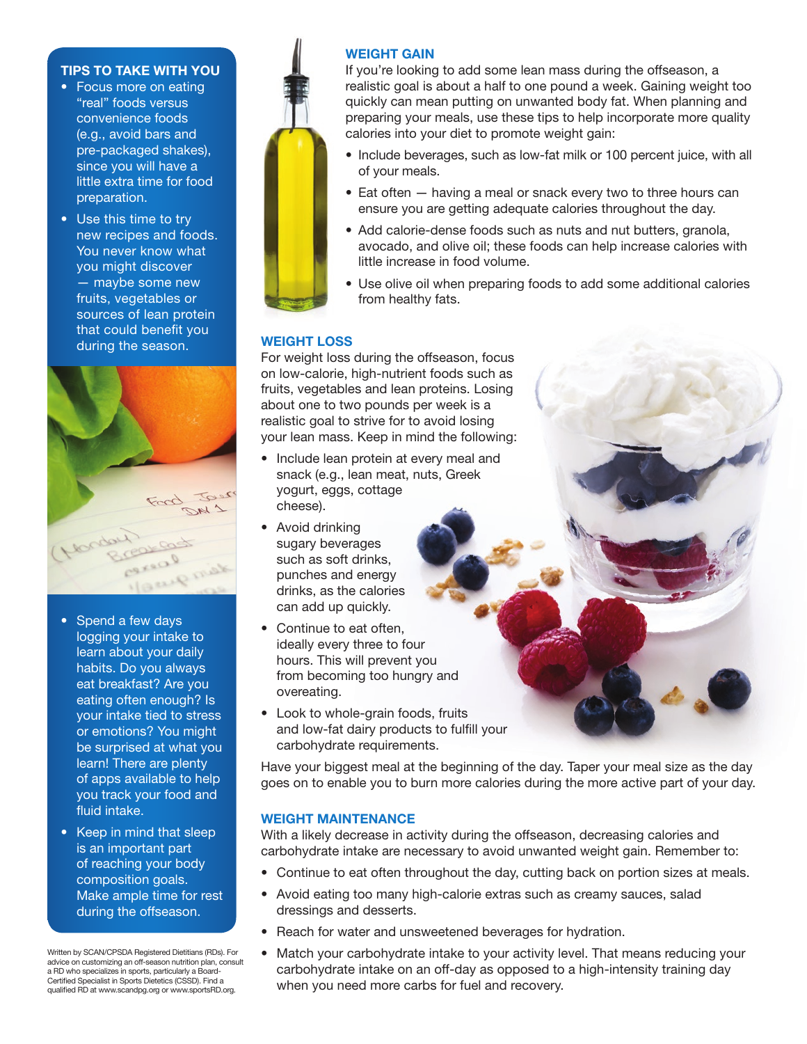## TIPS TO TAKE WITH YOU

- Focus more on eating "real" foods versus convenience foods (e.g., avoid bars and pre-packaged shakes), since you will have a little extra time for food preparation.
- Use this time to try new recipes and foods. You never know what you might discover — maybe some new fruits, vegetables or sources of lean protein that could benefit you during the season.
- Spend a few days logging your intake to learn about your daily habits. Do you always eat breakfast? Are you eating often enough? Is your intake tied to stress or emotions? You might be surprised at what you learn! There are plenty of apps available to help you track your food and fluid intake.
- Keep in mind that sleep is an important part of reaching your body composition goals. Make ample time for rest during the offseason.

Written by SCAN/CPSDA Registered Dietitians (RDs). For advice on customizing an off-season nutrition plan, consult a RD who specializes in sports, particularly a Board-Certified Specialist in Sports Dietetics (CSSD). Find a qualified RD at www.scandpg.org or www.sportsRD.org.

## WEIGHT GAIN

If you're looking to add some lean mass during the offseason, a realistic goal is about a half to one pound a week. Gaining weight too quickly can mean putting on unwanted body fat. When planning and preparing your meals, use these tips to help incorporate more quality calories into your diet to promote weight gain:

- Include beverages, such as low-fat milk or 100 percent juice, with all of your meals.
- Eat often — having a meal or snack every two to three hours can ensure you are getting adequate calories throughout the day.
- Add calorie-dense foods such as nuts and nut butters, granola, avocado, and olive oil; these foods can help increase calories with little increase in food volume.
- Use olive oil when preparing foods to add some additional calories from healthy fats.

## WEIGHT LOSS

For weight loss during the offseason, focus on low-calorie, high-nutrient foods such as fruits, vegetables and lean proteins. Losing about one to two pounds per week is a realistic goal to strive for to avoid losing your lean mass. Keep in mind the following:

- Include lean protein at every meal and snack (e.g., lean meat, nuts, Greek yogurt, eggs, cottage cheese).
- Avoid drinking sugary beverages such as soft drinks, punches and energy drinks, as the calories can add up quickly.
- Continue to eat often, ideally every three to four hours. This will prevent you from becoming too hungry and overeating.
- Look to whole-grain foods, fruits and low-fat dairy products to fulfill your carbohydrate requirements.

Have your biggest meal at the beginning of the day. Taper your meal size as the day goes on to enable you to burn more calories during the more active part of your day.

## WEIGHT MAINTENANCE

With a likely decrease in activity during the offseason, decreasing calories and carbohydrate intake are necessary to avoid unwanted weight gain. Remember to:

- Continue to eat often throughout the day, cutting back on portion sizes at meals.
- Avoid eating too many high-calorie extras such as creamy sauces, salad dressings and desserts.
- Reach for water and unsweetened beverages for hydration.
- Match your carbohydrate intake to your activity level. That means reducing your carbohydrate intake on an off-day as opposed to a high-intensity training day when you need more carbs for fuel and recovery.